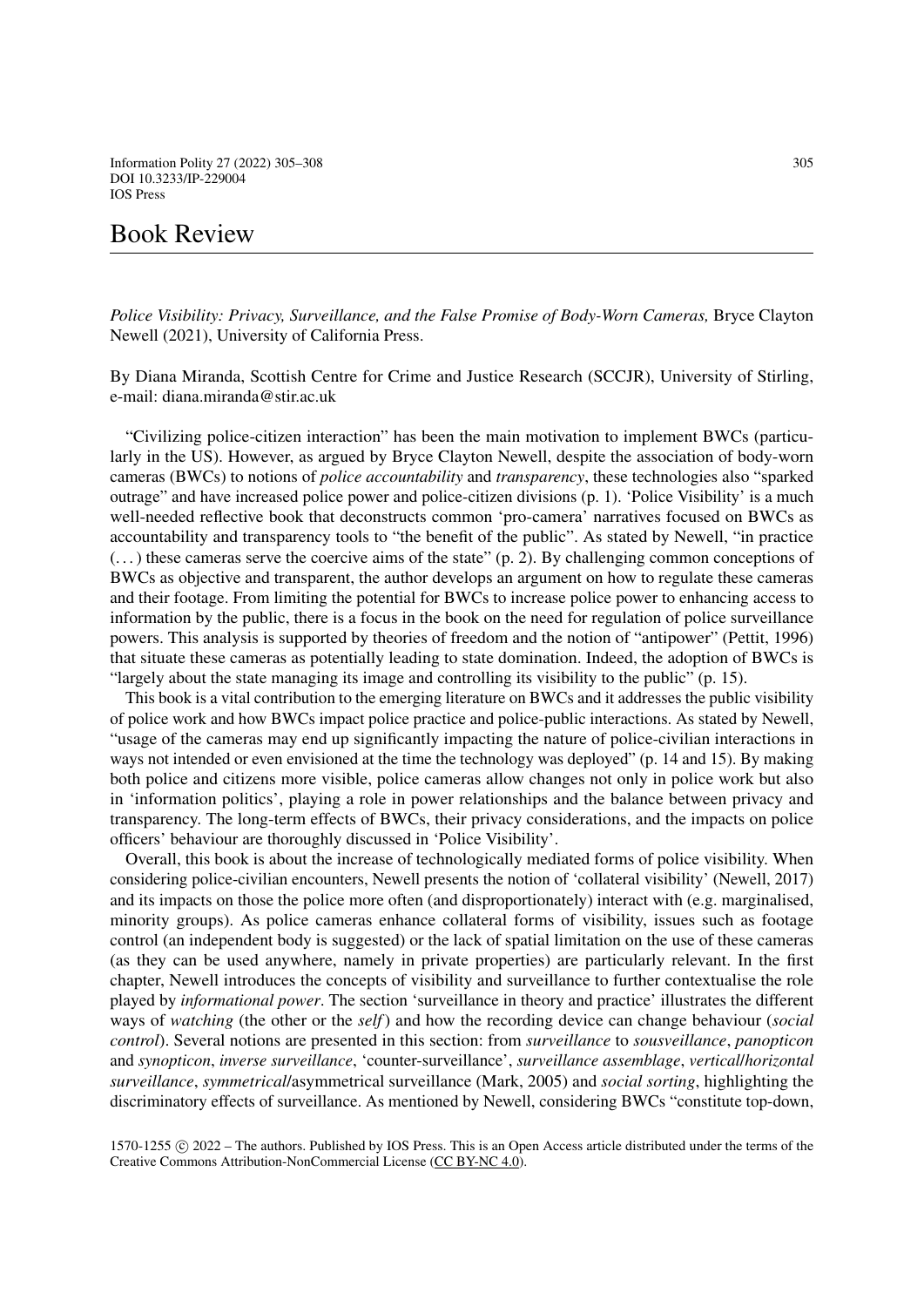# Book Review

*Police Visibility: Privacy, Surveillance, and the False Promise of Body-Worn Cameras,* Bryce Clayton Newell (2021), University of California Press.

By Diana Miranda, Scottish Centre for Crime and Justice Research (SCCJR), University of Stirling, e-mail: diana.miranda@stir.ac.uk

"Civilizing police-citizen interaction" has been the main motivation to implement BWCs (particularly in the US). However, as argued by Bryce Clayton Newell, despite the association of body-worn cameras (BWCs) to notions of *police accountability* and *transparency*, these technologies also "sparked outrage" and have increased police power and police-citizen divisions (p. 1). 'Police Visibility' is a much well-needed reflective book that deconstructs common 'pro-camera' narratives focused on BWCs as accountability and transparency tools to "the benefit of the public". As stated by Newell, "in practice (...) these cameras serve the coercive aims of the state" (p. 2). By challenging common conceptions of BWCs as objective and transparent, the author develops an argument on how to regulate these cameras and their footage. From limiting the potential for BWCs to increase police power to enhancing access to information by the public, there is a focus in the book on the need for regulation of police surveillance powers. This analysis is supported by theories of freedom and the notion of "antipower" (Pettit, 1996) that situate these cameras as potentially leading to state domination. Indeed, the adoption of BWCs is "largely about the state managing its image and controlling its visibility to the public" (p. 15).

This book is a vital contribution to the emerging literature on BWCs and it addresses the public visibility of police work and how BWCs impact police practice and police-public interactions. As stated by Newell, "usage of the cameras may end up significantly impacting the nature of police-civilian interactions in ways not intended or even envisioned at the time the technology was deployed" (p. 14 and 15). By making both police and citizens more visible, police cameras allow changes not only in police work but also in 'information politics', playing a role in power relationships and the balance between privacy and transparency. The long-term effects of BWCs, their privacy considerations, and the impacts on police officers' behaviour are thoroughly discussed in 'Police Visibility'.

Overall, this book is about the increase of technologically mediated forms of police visibility. When considering police-civilian encounters, Newell presents the notion of 'collateral visibility' (Newell, 2017) and its impacts on those the police more often (and disproportionately) interact with (e.g. marginalised, minority groups). As police cameras enhance collateral forms of visibility, issues such as footage control (an independent body is suggested) or the lack of spatial limitation on the use of these cameras (as they can be used anywhere, namely in private properties) are particularly relevant. In the first chapter, Newell introduces the concepts of visibility and surveillance to further contextualise the role played by *informational power*. The section 'surveillance in theory and practice' illustrates the different ways of *watching* (the other or the *self*) and how the recording device can change behaviour (*social control*). Several notions are presented in this section: from *surveillance* to *sousveillance*, *panopticon* and *synopticon*, *inverse surveillance*, 'counter-surveillance', *surveillance assemblage*, *vertical*/*horizontal surveillance*, *symmetrical*/asymmetrical surveillance (Mark, 2005) and *social sorting*, highlighting the discriminatory effects of surveillance. As mentioned by Newell, considering BWCs "constitute top-down,

1570-1255 © 2022 – The authors. Published by IOS Press. This is an Open Access article distributed under the terms of the Creative Commons Attribution-NonCommercial License (CC BY-NC 4.0).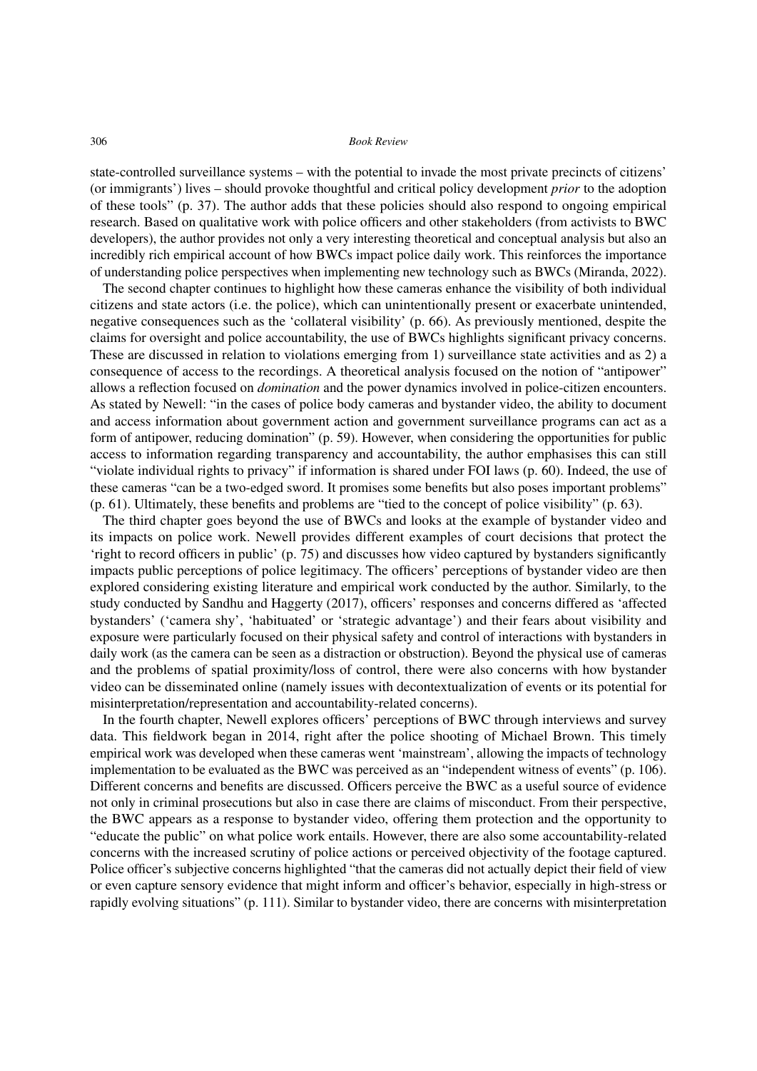state-controlled surveillance systems – with the potential to invade the most private precincts of citizens' (or immigrants') lives – should provoke thoughtful and critical policy development *prior* to the adoption of these tools" (p. 37). The author adds that these policies should also respond to ongoing empirical research. Based on qualitative work with police officers and other stakeholders (from activists to BWC developers), the author provides not only a very interesting theoretical and conceptual analysis but also an incredibly rich empirical account of how BWCs impact police daily work. This reinforces the importance of understanding police perspectives when implementing new technology such as BWCs (Miranda, 2022).

The second chapter continues to highlight how these cameras enhance the visibility of both individual citizens and state actors (i.e. the police), which can unintentionally present or exacerbate unintended, negative consequences such as the 'collateral visibility' (p. 66). As previously mentioned, despite the claims for oversight and police accountability, the use of BWCs highlights significant privacy concerns. These are discussed in relation to violations emerging from 1) surveillance state activities and as 2) a consequence of access to the recordings. A theoretical analysis focused on the notion of "antipower" allows a reflection focused on *domination* and the power dynamics involved in police-citizen encounters. As stated by Newell: "in the cases of police body cameras and bystander video, the ability to document and access information about government action and government surveillance programs can act as a form of antipower, reducing domination" (p. 59). However, when considering the opportunities for public access to information regarding transparency and accountability, the author emphasises this can still "violate individual rights to privacy" if information is shared under FOI laws (p. 60). Indeed, the use of these cameras "can be a two-edged sword. It promises some benefits but also poses important problems" (p. 61). Ultimately, these benefits and problems are "tied to the concept of police visibility" (p. 63).

The third chapter goes beyond the use of BWCs and looks at the example of bystander video and its impacts on police work. Newell provides different examples of court decisions that protect the 'right to record officers in public' (p. 75) and discusses how video captured by bystanders significantly impacts public perceptions of police legitimacy. The officers' perceptions of bystander video are then explored considering existing literature and empirical work conducted by the author. Similarly, to the study conducted by Sandhu and Haggerty (2017), officers' responses and concerns differed as 'affected bystanders' ('camera shy', 'habituated' or 'strategic advantage') and their fears about visibility and exposure were particularly focused on their physical safety and control of interactions with bystanders in daily work (as the camera can be seen as a distraction or obstruction). Beyond the physical use of cameras and the problems of spatial proximity/loss of control, there were also concerns with how bystander video can be disseminated online (namely issues with decontextualization of events or its potential for misinterpretation/representation and accountability-related concerns).

In the fourth chapter, Newell explores officers' perceptions of BWC through interviews and survey data. This fieldwork began in 2014, right after the police shooting of Michael Brown. This timely empirical work was developed when these cameras went 'mainstream', allowing the impacts of technology implementation to be evaluated as the BWC was perceived as an "independent witness of events" (p. 106). Different concerns and benefits are discussed. Officers perceive the BWC as a useful source of evidence not only in criminal prosecutions but also in case there are claims of misconduct. From their perspective, the BWC appears as a response to bystander video, offering them protection and the opportunity to "educate the public" on what police work entails. However, there are also some accountability-related concerns with the increased scrutiny of police actions or perceived objectivity of the footage captured. Police officer's subjective concerns highlighted "that the cameras did not actually depict their field of view or even capture sensory evidence that might inform and officer's behavior, especially in high-stress or rapidly evolving situations" (p. 111). Similar to bystander video, there are concerns with misinterpretation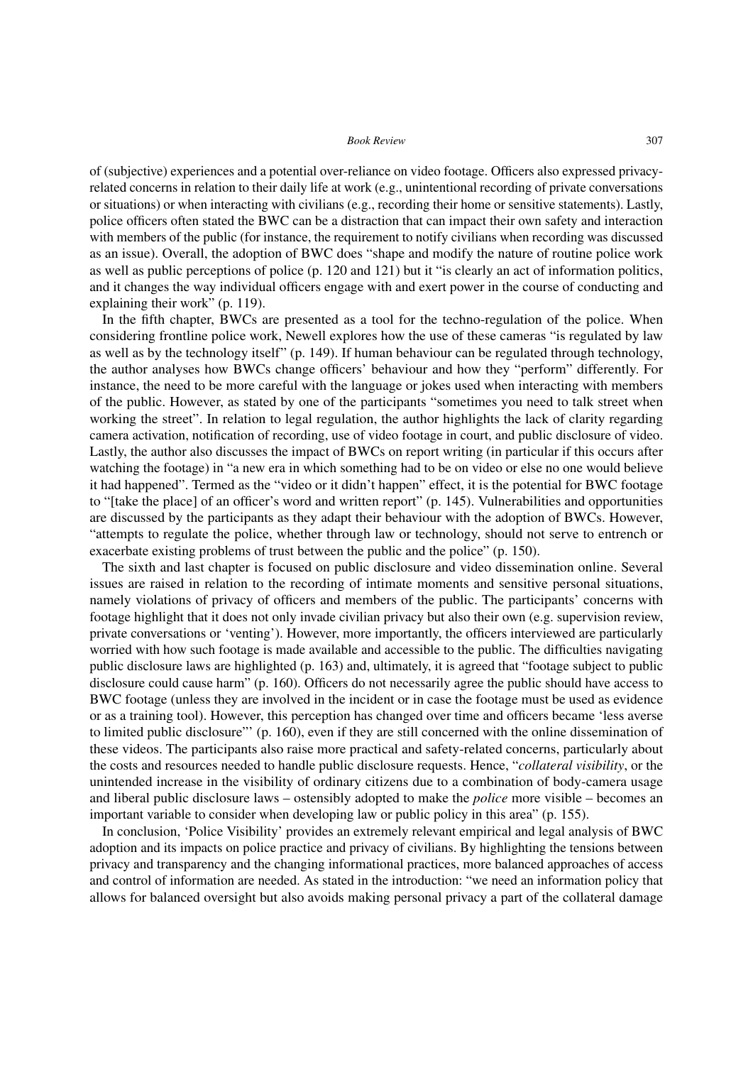of (subjective) experiences and a potential over-reliance on video footage. Officers also expressed privacy-related concerns in relation to their daily life at work (e.g., unintentional recording of private conversations or situations) or when interacting with civilians (e.g., recording their home or sensitive statements). Lastly, police officers often stated the BWC can be a distraction that can impact their own safety and interaction with members of the public (for instance, the requirement to notify civilians when recording was discussed as an issue). Overall, the adoption of BWC does "shape and modify the nature of routine police work as well as public perceptions of police (p. 120 and 121) but it "is clearly an act of information politics, and it changes the way individual officers engage with and exert power in the course of conducting and explaining their work" (p. 119).

In the fifth chapter, BWCs are presented as a tool for the techno-regulation of the police. When considering frontline police work, Newell explores how the use of these cameras "is regulated by law as well as by the technology itself" (p. 149). If human behaviour can be regulated through technology, the author analyses how BWCs change officers' behaviour and how they "perform" differently. For instance, the need to be more careful with the language or jokes used when interacting with members of the public. However, as stated by one of the participants "sometimes you need to talk street when working the street". In relation to legal regulation, the author highlights the lack of clarity regarding camera activation, notification of recording, use of video footage in court, and public disclosure of video. Lastly, the author also discusses the impact of BWCs on report writing (in particular if this occurs after watching the footage) in "a new era in which something had to be on video or else no one would believe it had happened". Termed as the "video or it didn't happen" effect, it is the potential for BWC footage to "[take the place] of an officer's word and written report" (p. 145). Vulnerabilities and opportunities are discussed by the participants as they adapt their behaviour with the adoption of BWCs. However, "attempts to regulate the police, whether through law or technology, should not serve to entrench or exacerbate existing problems of trust between the public and the police" (p. 150).

The sixth and last chapter is focused on public disclosure and video dissemination online. Several issues are raised in relation to the recording of intimate moments and sensitive personal situations, namely violations of privacy of officers and members of the public. The participants' concerns with footage highlight that it does not only invade civilian privacy but also their own (e.g. supervision review, private conversations or 'venting'). However, more importantly, the officers interviewed are particularly worried with how such footage is made available and accessible to the public. The difficulties navigating public disclosure laws are highlighted (p. 163) and, ultimately, it is agreed that "footage subject to public disclosure could cause harm" (p. 160). Officers do not necessarily agree the public should have access to BWC footage (unless they are involved in the incident or in case the footage must be used as evidence or as a training tool). However, this perception has changed over time and officers became 'less averse to limited public disclosure"' (p. 160), even if they are still concerned with the online dissemination of these videos. The participants also raise more practical and safety-related concerns, particularly about the costs and resources needed to handle public disclosure requests. Hence, "*collateral visibility*, or the unintended increase in the visibility of ordinary citizens due to a combination of body-camera usage and liberal public disclosure laws – ostensibly adopted to make the *police* more visible – becomes an important variable to consider when developing law or public policy in this area" (p. 155).

In conclusion, 'Police Visibility' provides an extremely relevant empirical and legal analysis of BWC adoption and its impacts on police practice and privacy of civilians. By highlighting the tensions between privacy and transparency and the changing informational practices, more balanced approaches of access and control of information are needed. As stated in the introduction: "we need an information policy that allows for balanced oversight but also avoids making personal privacy a part of the collateral damage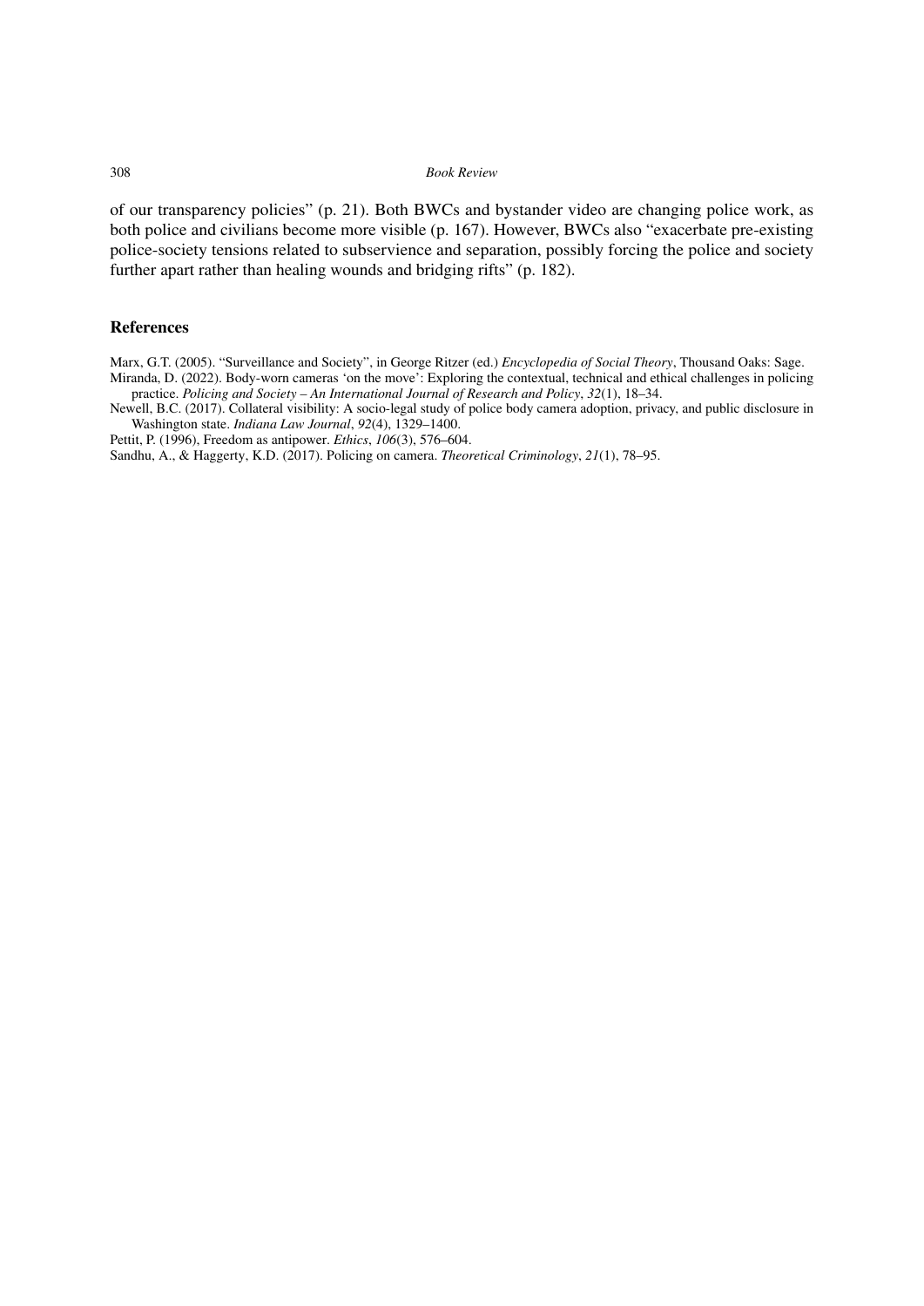of our transparency policies" (p. 21). Both BWCs and bystander video are changing police work, as both police and civilians become more visible (p. 167). However, BWCs also "exacerbate pre-existing police-society tensions related to subservience and separation, possibly forcing the police and society further apart rather than healing wounds and bridging rifts" (p. 182).

## References

Marx, G.T. (2005). "Surveillance and Society", in George Ritzer (ed.) *Encyclopedia of Social Theory*, Thousand Oaks: Sage.

Miranda, D. (2022). Body-worn cameras 'on the move': Exploring the contextual, technical and ethical challenges in policing practice. *Policing and Society – An International Journal of Research and Policy*, *32*(1), 18–34.

Newell, B.C. (2017). Collateral visibility: A socio-legal study of police body camera adoption, privacy, and public disclosure in Washington state. *Indiana Law Journal*, *92*(4), 1329–1400.

Pettit, P. (1996), Freedom as antipower. *Ethics*, *106*(3), 576–604.

Sandhu, A., & Haggerty, K.D. (2017). Policing on camera. *Theoretical Criminology*, *21*(1), 78–95.